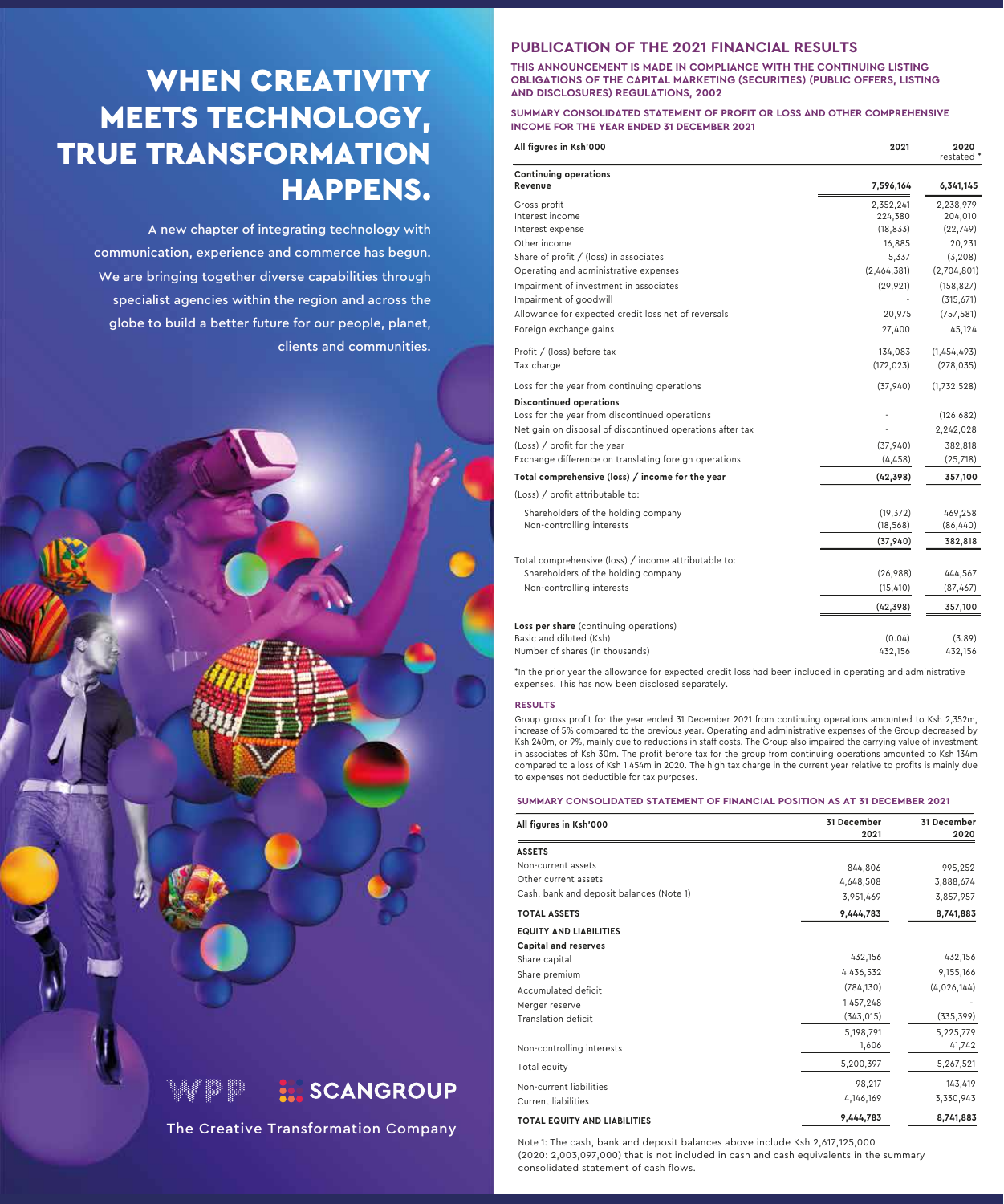# WHEN CREATIVITY MEETS TECHNOLOGY, TRUE TRANSFORMATION HAPPENS.

A new chapter of integrating technology with communication, experience and commerce has begun. We are bringing together diverse capabilities through specialist agencies within the region and across the globe to build a better future for our people, planet, clients and communities.

WPP | SCANGROUP

The Creative Transformation Company

## PUBLICATION OF THE 2021 FINANCIAL RESULTS

**THIS ANNOUNCEMENT IS MADE IN COMPLIANCE WITH THE CONTINUING LISTING OBLIGATIONS OF THE CAPITAL MARKETING (SECURITIES) (PUBLIC OFFERS, LISTING AND DISCLOSURES) REGULATIONS, 2002**

### SUMMARY CONSOLIDATED STATEMENT OF PROFIT OR LOSS AND OTHER COMPREHENSIVE INCOME FOR THE YEAR ENDED 31 DECEMBER 2021

| All figures in Ksh'000 | 2021 | 2020 restated * |
|---|---|---|
| **Continuing operations** | | |
| **Revenue** | **7,596,164** | **6,341,145** |
| Gross profit | 2,352,241 | 2,238,979 |
| Interest income | 224,380 | 204,010 |
| Interest expense | (18,833) | (22,749) |
| Other income | 16,885 | 20,231 |
| Share of profit / (loss) in associates | 5,337 | (3,208) |
| Operating and administrative expenses | (2,464,381) | (2,704,801) |
| Impairment of investment in associates | (29,921) | (158,827) |
| Impairment of goodwill | - | (315,671) |
| Allowance for expected credit loss net of reversals | 20,975 | (757,581) |
| Foreign exchange gains | 27,400 | 45,124 |
| Profit / (loss) before tax | 134,083 | (1,454,493) |
| Tax charge | (172,023) | (278,035) |
| Loss for the year from continuing operations | (37,940) | (1,732,528) |
| **Discontinued operations** | | |
| Loss for the year from discontinued operations | - | (126,682) |
| Net gain on disposal of discontinued operations after tax | - | 2,242,028 |
| (Loss) / profit for the year | (37,940) | 382,818 |
| Exchange difference on translating foreign operations | (4,458) | (25,718) |
| **Total comprehensive (loss) / income for the year** | **(42,398)** | **357,100** |
| (Loss) / profit attributable to: | | |
| Shareholders of the holding company | (19,372) | 469,258 |
| Non-controlling interests | (18,568) | (86,440) |
| | (37,940) | 382,818 |
| Total comprehensive (loss) / income attributable to: | | |
| Shareholders of the holding company | (26,988) | 444,567 |
| Non-controlling interests | (15,410) | (87,467) |
| | (42,398) | 357,100 |
| **Loss per share** (continuing operations) | | |
| Basic and diluted (Ksh) | (0.04) | (3.89) |
| Number of shares (in thousands) | 432,156 | 432,156 |

*In the prior year the allowance for expected credit loss had been included in operating and administrative expenses. This has now been disclosed separately.

### RESULTS

Group gross profit for the year ended 31 December 2021 from continuing operations amounted to Ksh 2,352m, increase of 5% compared to the previous year. Operating and administrative expenses of the Group decreased by Ksh 240m, or 9%, mainly due to reductions in staff costs. The Group also impaired the carrying value of investment in associates of Ksh 30m. The profit before tax for the group from continuing operations amounted to Ksh 134m compared to a loss of Ksh 1,454m in 2020. The high tax charge in the current year relative to profits is mainly due to expenses not deductible for tax purposes.

### SUMMARY CONSOLIDATED STATEMENT OF FINANCIAL POSITION AS AT 31 DECEMBER 2021

| All figures in Ksh'000 | 31 December 2021 | 31 December 2020 |
|---|---|---|
| **ASSETS** | | |
| Non-current assets | 844,806 | 995,252 |
| Other current assets | 4,648,508 | 3,888,674 |
| Cash, bank and deposit balances (Note 1) | 3,951,469 | 3,857,957 |
| **TOTAL ASSETS** | **9,444,783** | **8,741,883** |
| **EQUITY AND LIABILITIES** | | |
| **Capital and reserves** | | |
| Share capital | 432,156 | 432,156 |
| Share premium | 4,436,532 | 9,155,166 |
| Accumulated deficit | (784,130) | (4,026,144) |
| Merger reserve | 1,457,248 | - |
| Translation deficit | (343,015) | (335,399) |
| | 5,198,791 | 5,225,779 |
| Non-controlling interests | 1,606 | 41,742 |
| Total equity | 5,200,397 | 5,267,521 |
| Non-current liabilities | 98,217 | 143,419 |
| Current liabilities | 4,146,169 | 3,330,943 |
| **TOTAL EQUITY AND LIABILITIES** | **9,444,783** | **8,741,883** |

Note 1: The cash, bank and deposit balances above include Ksh 2,617,125,000 (2020: 2,003,097,000) that is not included in cash and cash equivalents in the summary consolidated statement of cash flows.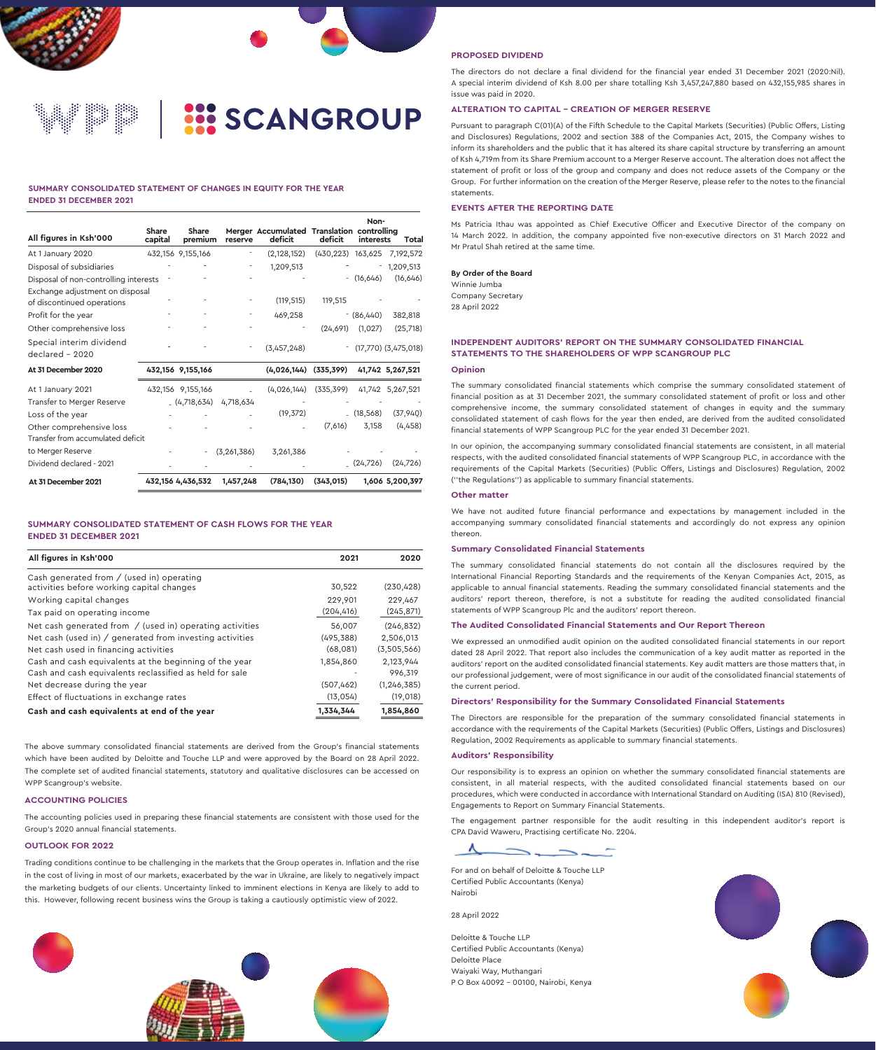WPP | SCANGROUP

## SUMMARY CONSOLIDATED STATEMENT OF CHANGES IN EQUITY FOR THE YEAR ENDED 31 DECEMBER 2021

| All figures in Ksh'000 | Share capital | Share premium | Merger reserve | Accumulated deficit | Translation deficit | Non-controlling interests | Total |
|---|---|---|---|---|---|---|---|
| At 1 January 2020 | 432,156 | 9,155,166 | - | (2,128,152) | (430,223) | 163,625 | 7,192,572 |
| Disposal of subsidiaries | - | - | - | 1,209,513 | - | - | 1,209,513 |
| Disposal of non-controlling interests | - | - | - | - | - | (16,646) | (16,646) |
| Exchange adjustment on disposal of discontinued operations | - | - | - | (119,515) | 119,515 | - | - |
| Profit for the year | - | - | - | 469,258 | - | (86,440) | 382,818 |
| Other comprehensive loss | - | - | - | - | (24,691) | (1,027) | (25,718) |
| Special interim dividend declared – 2020 | - | - | - | (3,457,248) | - | (17,770) | (3,475,018) |
| **At 31 December 2020** | **432,156** | **9,155,166** | | **(4,026,144)** | **(335,399)** | **41,742** | **5,267,521** |
| At 1 January 2021 | 432,156 | 9,155,166 | - | (4,026,144) | (335,399) | 41,742 | 5,267,521 |
| Transfer to Merger Reserve | - | (4,718,634) | 4,718,634 | - | - | - | - |
| Loss of the year | - | - | - | (19,372) | - | (18,568) | (37,940) |
| Other comprehensive loss | - | - | - | - | (7,616) | 3,158 | (4,458) |
| Transfer from accumulated deficit to Merger Reserve | - | - | (3,261,386) | 3,261,386 | - | - | - |
| Dividend declared - 2021 | - | - | - | - | - | (24,726) | (24,726) |
| **At 31 December 2021** | **432,156** | **4,436,532** | **1,457,248** | **(784,130)** | **(343,015)** | **1,606** | **5,200,397** |

## SUMMARY CONSOLIDATED STATEMENT OF CASH FLOWS FOR THE YEAR ENDED 31 DECEMBER 2021

| All figures in Ksh'000 | 2021 | 2020 |
|---|---|---|
| Cash generated from / (used in) operating activities before working capital changes | 30,522 | (230,428) |
| Working capital changes | 229,901 | 229,467 |
| Tax paid on operating income | (204,416) | (245,871) |
| Net cash generated from / (used in) operating activities | 56,007 | (246,832) |
| Net cash (used in) / generated from investing activities | (495,388) | 2,506,013 |
| Net cash used in financing activities | (68,081) | (3,505,566) |
| Cash and cash equivalents at the beginning of the year | 1,854,860 | 2,123,944 |
| Cash and cash equivalents reclassified as held for sale | - | 996,319 |
| Net decrease during the year | (507,462) | (1,246,385) |
| Effect of fluctuations in exchange rates | (13,054) | (19,018) |
| **Cash and cash equivalents at end of the year** | **1,334,344** | **1,854,860** |

The above summary consolidated financial statements are derived from the Group's financial statements which have been audited by Deloitte and Touche LLP and were approved by the Board on 28 April 2022. The complete set of audited financial statements, statutory and qualitative disclosures can be accessed on WPP Scangroup's website.

### ACCOUNTING POLICIES

The accounting policies used in preparing these financial statements are consistent with those used for the Group's 2020 annual financial statements.

### OUTLOOK FOR 2022

Trading conditions continue to be challenging in the markets that the Group operates in. Inflation and the rise in the cost of living in most of our markets, exacerbated by the war in Ukraine, are likely to negatively impact the marketing budgets of our clients. Uncertainty linked to imminent elections in Kenya are likely to add to this. However, following recent business wins the Group is taking a cautiously optimistic view of 2022.

### PROPOSED DIVIDEND

The directors do not declare a final dividend for the financial year ended 31 December 2021 (2020:Nil). A special interim dividend of Ksh 8.00 per share totalling Ksh 3,457,247,880 based on 432,155,985 shares in issue was paid in 2020.

### ALTERATION TO CAPITAL – CREATION OF MERGER RESERVE

Pursuant to paragraph C(01)(A) of the Fifth Schedule to the Capital Markets (Securities) (Public Offers, Listing and Disclosures) Regulations, 2002 and section 388 of the Companies Act, 2015, the Company wishes to inform its shareholders and the public that it has altered its share capital structure by transferring an amount of Ksh 4,719m from its Share Premium account to a Merger Reserve account. The alteration does not affect the statement of profit or loss of the group and company and does not reduce assets of the Company or the Group. For further information on the creation of the Merger Reserve, please refer to the notes to the financial statements.

### EVENTS AFTER THE REPORTING DATE

Ms Patricia Ithau was appointed as Chief Executive Officer and Executive Director of the company on 14 March 2022. In addition, the company appointed five non-executive directors on 31 March 2022 and Mr Pratul Shah retired at the same time.

**By Order of the Board**
Winnie Jumba
Company Secretary
28 April 2022

### INDEPENDENT AUDITORS' REPORT ON THE SUMMARY CONSOLIDATED FINANCIAL STATEMENTS TO THE SHAREHOLDERS OF WPP SCANGROUP PLC

#### Opinion

The summary consolidated financial statements which comprise the summary consolidated statement of financial position as at 31 December 2021, the summary consolidated statement of profit or loss and other comprehensive income, the summary consolidated statement of changes in equity and the summary consolidated statement of cash flows for the year then ended, are derived from the audited consolidated financial statements of WPP Scangroup PLC for the year ended 31 December 2021.

In our opinion, the accompanying summary consolidated financial statements are consistent, in all material respects, with the audited consolidated financial statements of WPP Scangroup PLC, with the requirements of the Capital Markets (Securities) (Public Offers, Listings and Disclosures) Regulation, 2002 (''the Regulations'') as applicable to summary financial statements.

#### Other matter

We have not audited future financial performance and expectations by management included in the accompanying summary consolidated financial statements and accordingly do not express any opinion thereon.

#### Summary Consolidated Financial Statements

The summary consolidated financial statements do not contain all the disclosures required by the International Financial Reporting Standards and the requirements of the Kenyan Companies Act, 2015, as applicable to annual financial statements. Reading the summary consolidated financial statements and the auditors' report thereon, therefore, is not a substitute for reading the audited consolidated financial statements of WPP Scangroup Plc and the auditors' report thereon.

#### The Audited Consolidated Financial Statements and Our Report Thereon

We expressed an unmodified audit opinion on the audited consolidated financial statements in our report dated 28 April 2022. That report also includes the communication of a key audit matter as reported in the auditors' report on the audited consolidated financial statements. Key audit matters are those matters that, in our professional judgement, were of most significance in our audit of the consolidated financial statements of the current period.

#### Directors' Responsibility for the Summary Consolidated Financial Statements

The Directors are responsible for the preparation of the summary consolidated financial statements in accordance with the requirements of the Capital Markets (Securities) (Public Offers, Listings and Disclosures) Regulation, 2002 Requirements as applicable to summary financial statements.

#### Auditors' Responsibility

Our responsibility is to express an opinion on whether the summary consolidated financial statements are consistent, in all material respects, with the audited consolidated financial statements based on our procedures, which were conducted in accordance with International Standard on Auditing (ISA) 810 (Revised), Engagements to Report on Summary Financial Statements.

The engagement partner responsible for the audit resulting in this independent auditor's report is CPA David Waweru, Practising certificate No. 2204.

For and on behalf of Deloitte & Touche LLP
Certified Public Accountants (Kenya)
Nairobi

28 April 2022

Deloitte & Touche LLP
Certified Public Accountants (Kenya)
Deloitte Place
Waiyaki Way, Muthangari
P O Box 40092 – 00100, Nairobi, Kenya